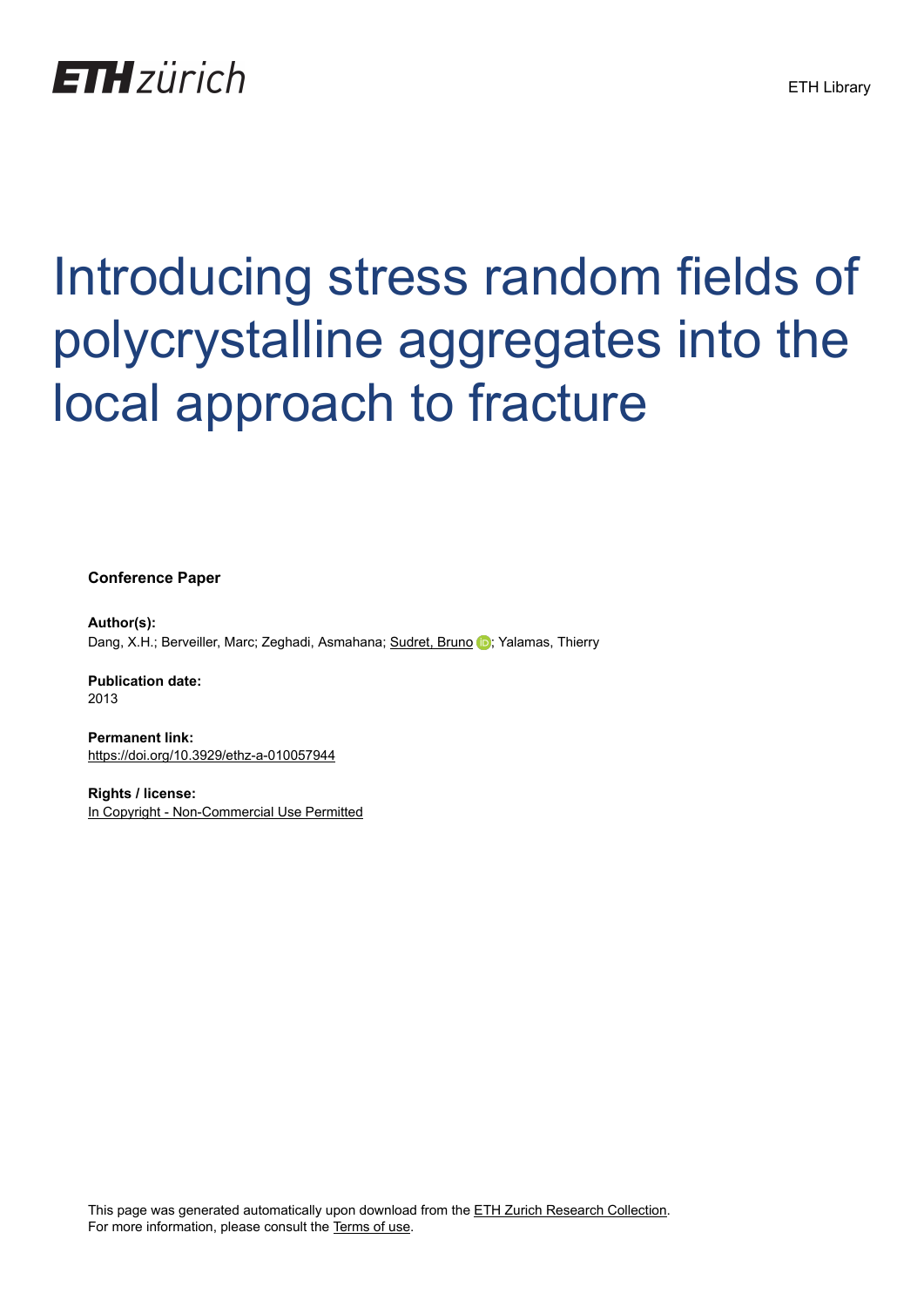# Introducing stress random fields of polycrystalline aggregates into the local approach to fracture

**Conference Paper**

**Author(s):**
Dang, X.H.; Berveiller, Marc; Zeghadi, Asmahana; Sudret, Bruno; Yalamas, Thierry

**Publication date:**
2013

**Permanent link:**
https://doi.org/10.3929/ethz-a-010057944

**Rights / license:**
In Copyright - Non-Commercial Use Permitted

This page was generated automatically upon download from the ETH Zurich Research Collection.
For more information, please consult the Terms of use.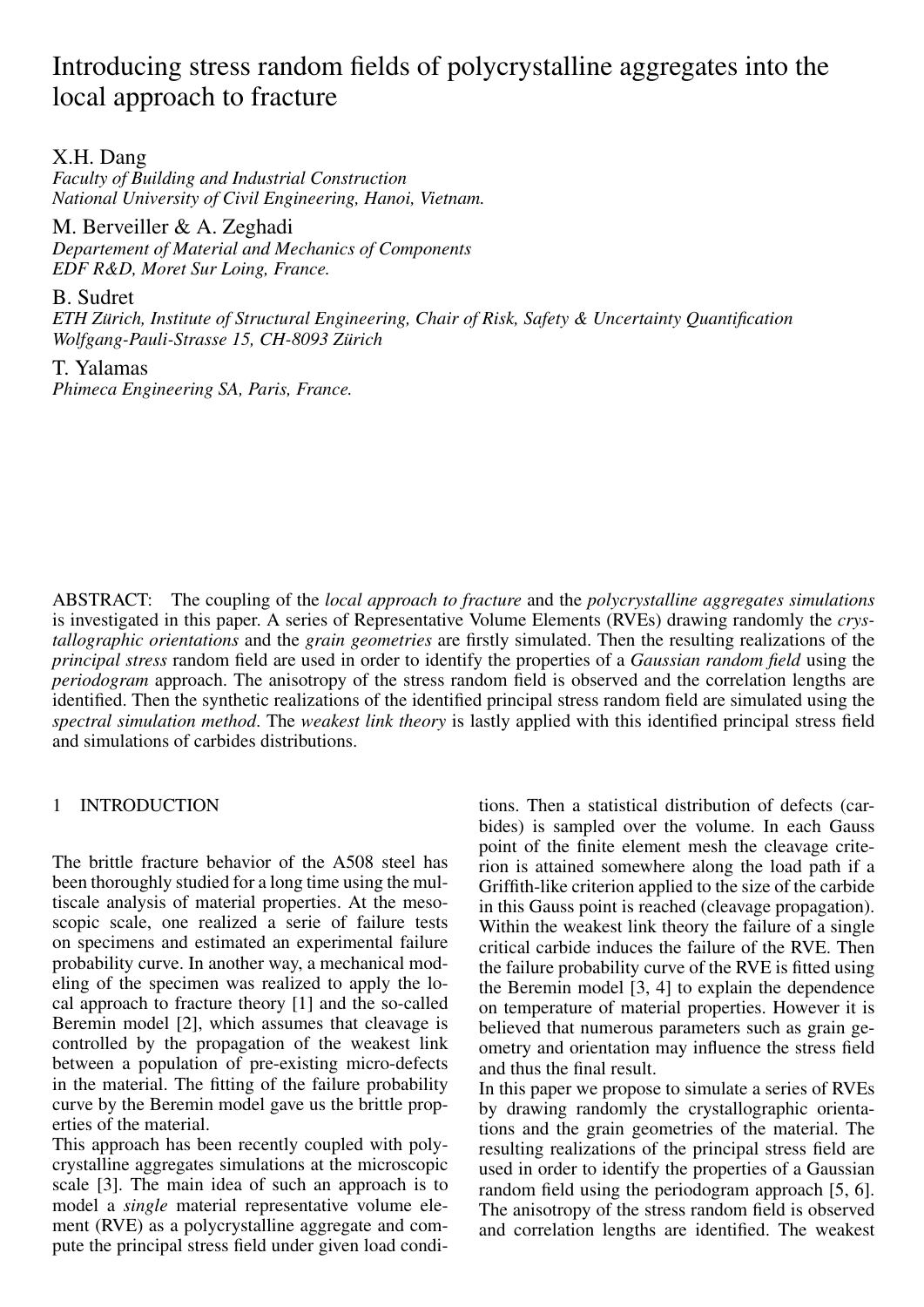# Introducing stress random fields of polycrystalline aggregates into the local approach to fracture

X.H. Dang
*Faculty of Building and Industrial Construction*
*National University of Civil Engineering, Hanoi, Vietnam.*

M. Berveiller & A. Zeghadi
*Departement of Material and Mechanics of Components*
*EDF R&D, Moret Sur Loing, France.*

B. Sudret
*ETH Zürich, Institute of Structural Engineering, Chair of Risk, Safety & Uncertainty Quantification*
*Wolfgang-Pauli-Strasse 15, CH-8093 Zürich*

T. Yalamas
*Phimeca Engineering SA, Paris, France.*

ABSTRACT: The coupling of the *local approach to fracture* and the *polycrystalline aggregates simulations* is investigated in this paper. A series of Representative Volume Elements (RVEs) drawing randomly the *crystallographic orientations* and the *grain geometries* are firstly simulated. Then the resulting realizations of the *principal stress* random field are used in order to identify the properties of a *Gaussian random field* using the *periodogram* approach. The anisotropy of the stress random field is observed and the correlation lengths are identified. Then the synthetic realizations of the identified principal stress random field are simulated using the *spectral simulation method*. The *weakest link theory* is lastly applied with this identified principal stress field and simulations of carbides distributions.

## 1 INTRODUCTION

The brittle fracture behavior of the A508 steel has been thoroughly studied for a long time using the multiscale analysis of material properties. At the mesoscopic scale, one realized a serie of failure tests on specimens and estimated an experimental failure probability curve. In another way, a mechanical modeling of the specimen was realized to apply the local approach to fracture theory [1] and the so-called Beremin model [2], which assumes that cleavage is controlled by the propagation of the weakest link between a population of pre-existing micro-defects in the material. The fitting of the failure probability curve by the Beremin model gave us the brittle properties of the material.

This approach has been recently coupled with polycrystalline aggregates simulations at the microscopic scale [3]. The main idea of such an approach is to model a *single* material representative volume element (RVE) as a polycrystalline aggregate and compute the principal stress field under given load conditions. Then a statistical distribution of defects (carbides) is sampled over the volume. In each Gauss point of the finite element mesh the cleavage criterion is attained somewhere along the load path if a Griffith-like criterion applied to the size of the carbide in this Gauss point is reached (cleavage propagation). Within the weakest link theory the failure of a single critical carbide induces the failure of the RVE. Then the failure probability curve of the RVE is fitted using the Beremin model [3, 4] to explain the dependence on temperature of material properties. However it is believed that numerous parameters such as grain geometry and orientation may influence the stress field and thus the final result.

In this paper we propose to simulate a series of RVEs by drawing randomly the crystallographic orientations and the grain geometries of the material. The resulting realizations of the principal stress field are used in order to identify the properties of a Gaussian random field using the periodogram approach [5, 6]. The anisotropy of the stress random field is observed and correlation lengths are identified. The weakest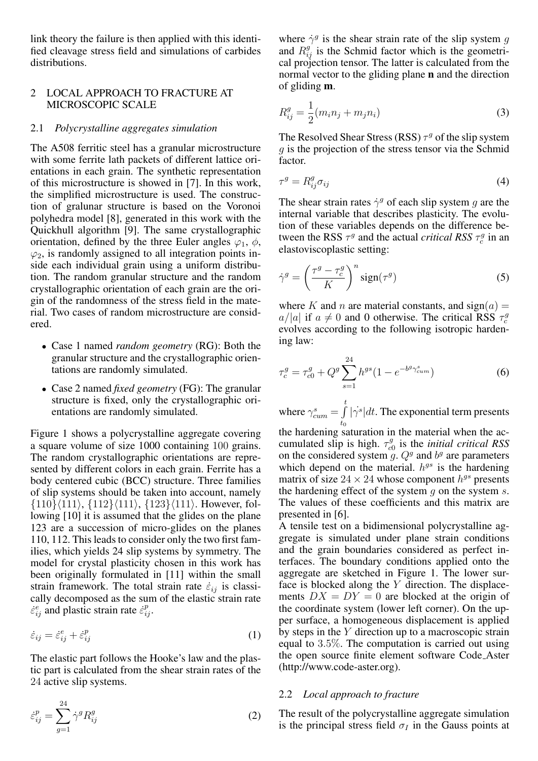link theory the failure is then applied with this identified cleavage stress field and simulations of carbides distributions.

## 2 LOCAL APPROACH TO FRACTURE AT MICROSCOPIC SCALE

### 2.1 *Polycrystalline aggregates simulation*

The A508 ferritic steel has a granular microstructure with some ferrite lath packets of different lattice orientations in each grain. The synthetic representation of this microstructure is showed in [7]. In this work, the simplified microstructure is used. The construction of gralunar structure is based on the Voronoi polyhedra model [8], generated in this work with the Quickhull algorithm [9]. The same crystallographic orientation, defined by the three Euler angles $\varphi_1$, $\phi$, $\varphi_2$, is randomly assigned to all integration points inside each individual grain using a uniform distribution. The random granular structure and the random crystallographic orientation of each grain are the origin of the randomness of the stress field in the material. Two cases of random microstructure are considered.

- Case 1 named *random geometry* (RG): Both the granular structure and the crystallographic orientations are randomly simulated.
- Case 2 named *fixed geometry* (FG): The granular structure is fixed, only the crystallographic orientations are randomly simulated.

Figure 1 shows a polycrystalline aggregate covering a square volume of size 1000 containing 100 grains. The random crystallographic orientations are represented by different colors in each grain. Ferrite has a body centered cubic (BCC) structure. Three families of slip systems should be taken into account, namely $\{110\}\langle 111\rangle$, $\{112\}\langle 111\rangle$, $\{123\}\langle 111\rangle$. However, following [10] it is assumed that the glides on the plane 123 are a succession of micro-glides on the planes 110, 112. This leads to consider only the two first families, which yields 24 slip systems by symmetry. The model for crystal plasticity chosen in this work has been originally formulated in [11] within the small strain framework. The total strain rate $\dot{\varepsilon}_{ij}$ is classically decomposed as the sum of the elastic strain rate $\dot{\varepsilon}^e_{ij}$ and plastic strain rate $\dot{\varepsilon}^p_{ij}$.

$$\dot{\varepsilon}_{ij} = \dot{\varepsilon}^e_{ij} + \dot{\varepsilon}^p_{ij} \tag{1}$$

The elastic part follows the Hooke's law and the plastic part is calculated from the shear strain rates of the 24 active slip systems.

$$\dot{\varepsilon}^p_{ij} = \sum_{g=1}^{24} \dot{\gamma}^g R^g_{ij} \tag{2}$$

where $\dot{\gamma}^g$ is the shear strain rate of the slip system $g$ and $R^g_{ij}$ is the Schmid factor which is the geometrical projection tensor. The latter is calculated from the normal vector to the gliding plane $\mathbf{n}$ and the direction of gliding $\mathbf{m}$.

$$R^g_{ij} = \frac{1}{2}(m_i n_j + m_j n_i) \tag{3}$$

The Resolved Shear Stress (RSS) $\tau^g$ of the slip system $g$ is the projection of the stress tensor via the Schmid factor.

$$\tau^g = R^g_{ij}\sigma_{ij} \tag{4}$$

The shear strain rates $\dot{\gamma}^g$ of each slip system $g$ are the internal variable that describes plasticity. The evolution of these variables depends on the difference between the RSS $\tau^g$ and the actual *critical RSS* $\tau^g_c$ in an elastoviscoplastic setting:

$$\dot{\gamma}^g = \left(\frac{\tau^g - \tau^g_c}{K}\right)^n \operatorname{sign}(\tau^g) \tag{5}$$

where $K$ and $n$ are material constants, and $\operatorname{sign}(a) = a/|a|$ if $a \neq 0$ and 0 otherwise. The critical RSS $\tau^g_c$ evolves according to the following isotropic hardening law:

$$\tau^g_c = \tau^g_{c0} + Q^g \sum_{s=1}^{24} h^{gs}(1 - e^{-b^g \gamma^s_{cum}}) \tag{6}$$

where $\gamma^s_{cum} = \int_{t_0}^{t} |\dot{\gamma^s}| dt$. The exponential term presents the hardening saturation in the material when the accumulated slip is high. $\tau^g_{c0}$ is the *initial critical RSS* on the considered system $g$. $Q^g$ and $b^g$ are parameters which depend on the material. $h^{gs}$ is the hardening matrix of size $24 \times 24$ whose component $h^{gs}$ presents the hardening effect of the system $g$ on the system $s$. The values of these coefficients and this matrix are presented in [6].

A tensile test on a bidimensional polycrystalline aggregate is simulated under plane strain conditions and the grain boundaries considered as perfect interfaces. The boundary conditions applied onto the aggregate are sketched in Figure 1. The lower surface is blocked along the $Y$ direction. The displacements $DX = DY = 0$ are blocked at the origin of the coordinate system (lower left corner). On the upper surface, a homogeneous displacement is applied by steps in the $Y$ direction up to a macroscopic strain equal to 3.5%. The computation is carried out using the open source finite element software Code_Aster (http://www.code-aster.org).

### 2.2 *Local approach to fracture*

The result of the polycrystalline aggregate simulation is the principal stress field $\sigma_I$ in the Gauss points at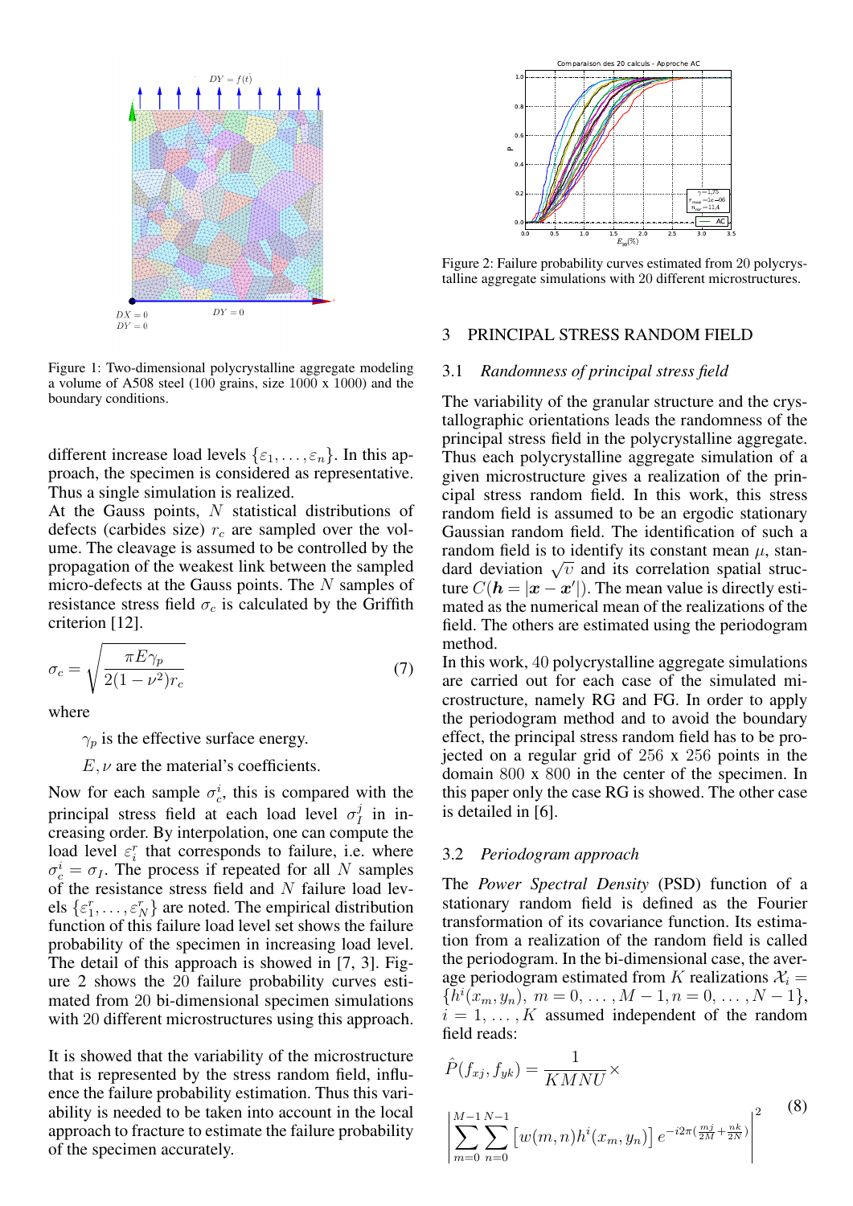Figure 1: Two-dimensional polycrystalline aggregate modeling a volume of A508 steel (100 grains, size 1000 x 1000) and the boundary conditions.

different increase load levels $\{\varepsilon_1, \dots, \varepsilon_n\}$. In this approach, the specimen is considered as representative. Thus a single simulation is realized.

At the Gauss points, $N$ statistical distributions of defects (carbides size) $r_c$ are sampled over the volume. The cleavage is assumed to be controlled by the propagation of the weakest link between the sampled micro-defects at the Gauss points. The $N$ samples of resistance stress field $\sigma_c$ is calculated by the Griffith criterion [12].

$$\sigma_c = \sqrt{\frac{\pi E \gamma_p}{2(1-\nu^2) r_c}} \tag{7}$$

where

$\gamma_p$ is the effective surface energy.

$E, \nu$ are the material's coefficients.

Now for each sample $\sigma_c^i$, this is compared with the principal stress field at each load level $\sigma_I^j$ in increasing order. By interpolation, one can compute the load level $\varepsilon_i^r$ that corresponds to failure, i.e. where $\sigma_c^i = \sigma_I$. The process if repeated for all $N$ samples of the resistance stress field and $N$ failure load levels $\{\varepsilon_1^r, \dots, \varepsilon_N^r\}$ are noted. The empirical distribution function of this failure load level set shows the failure probability of the specimen in increasing load level. The detail of this approach is showed in [7, 3]. Figure 2 shows the 20 failure probability curves estimated from 20 bi-dimensional specimen simulations with 20 different microstructures using this approach.

It is showed that the variability of the microstructure that is represented by the stress random field, influence the failure probability estimation. Thus this variability is needed to be taken into account in the local approach to fracture to estimate the failure probability of the specimen accurately.

Figure 2: Failure probability curves estimated from 20 polycrystalline aggregate simulations with 20 different microstructures.

## 3 PRINCIPAL STRESS RANDOM FIELD

### 3.1 *Randomness of principal stress field*

The variability of the granular structure and the crystallographic orientations leads the randomness of the principal stress field in the polycrystalline aggregate. Thus each polycrystalline aggregate simulation of a given microstructure gives a realization of the principal stress random field. In this work, this stress random field is assumed to be an ergodic stationary Gaussian random field. The identification of such a random field is to identify its constant mean $\mu$, standard deviation $\sqrt{\upsilon}$ and its correlation spatial structure $C(\boldsymbol{h} = |\boldsymbol{x} - \boldsymbol{x}'|)$. The mean value is directly estimated as the numerical mean of the realizations of the field. The others are estimated using the periodogram method.

In this work, 40 polycrystalline aggregate simulations are carried out for each case of the simulated microstructure, namely RG and FG. In order to apply the periodogram method and to avoid the boundary effect, the principal stress random field has to be projected on a regular grid of 256 x 256 points in the domain 800 x 800 in the center of the specimen. In this paper only the case RG is showed. The other case is detailed in [6].

### 3.2 *Periodogram approach*

The *Power Spectral Density* (PSD) function of a stationary random field is defined as the Fourier transformation of its covariance function. Its estimation from a realization of the random field is called the periodogram. In the bi-dimensional case, the average periodogram estimated from $K$ realizations $\mathcal{X}_i = \{h^i(x_m, y_n),\ m = 0, \dots, M-1, n = 0, \dots, N-1\}$, $i = 1, \dots, K$ assumed independent of the random field reads:

$$\hat{P}(f_{xj}, f_{yk}) = \frac{1}{KMNU} \times \left| \sum_{m=0}^{M-1} \sum_{n=0}^{N-1} \left[ w(m,n) h^i(x_m, y_n) \right] e^{-i2\pi\left(\frac{mj}{2M} + \frac{nk}{2N}\right)} \right|^2 \tag{8}$$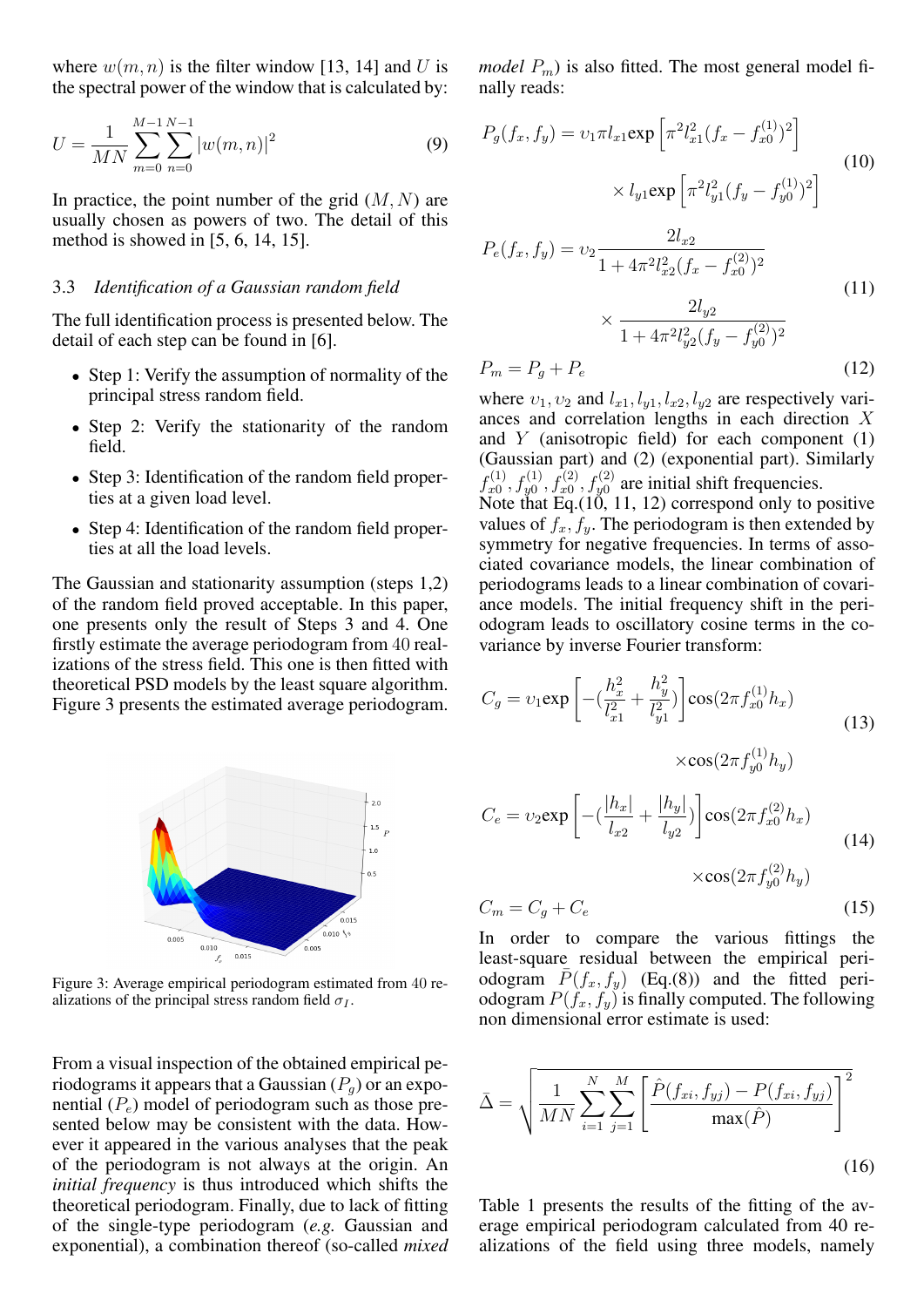where $w(m,n)$ is the filter window [13, 14] and $U$ is the spectral power of the window that is calculated by:

$$U = \frac{1}{MN}\sum_{m=0}^{M-1}\sum_{n=0}^{N-1}|w(m,n)|^2 \tag{9}$$

In practice, the point number of the grid $(M,N)$ are usually chosen as powers of two. The detail of this method is showed in [5, 6, 14, 15].

### 3.3 *Identification of a Gaussian random field*

The full identification process is presented below. The detail of each step can be found in [6].

- Step 1: Verify the assumption of normality of the principal stress random field.
- Step 2: Verify the stationarity of the random field.
- Step 3: Identification of the random field properties at a given load level.
- Step 4: Identification of the random field properties at all the load levels.

The Gaussian and stationarity assumption (steps 1,2) of the random field proved acceptable. In this paper, one presents only the result of Steps 3 and 4. One firstly estimate the average periodogram from 40 realizations of the stress field. This one is then fitted with theoretical PSD models by the least square algorithm. Figure 3 presents the estimated average periodogram.

Figure 3: Average empirical periodogram estimated from 40 realizations of the principal stress random field $\sigma_I$.

From a visual inspection of the obtained empirical periodograms it appears that a Gaussian ($P_g$) or an exponential ($P_e$) model of periodogram such as those presented below may be consistent with the data. However it appeared in the various analyses that the peak of the periodogram is not always at the origin. An *initial frequency* is thus introduced which shifts the theoretical periodogram. Finally, due to lack of fitting of the single-type periodogram (*e.g.* Gaussian and exponential), a combination thereof (so-called *mixed model* $P_m$) is also fitted. The most general model finally reads:

$$P_g(f_x,f_y) = \upsilon_1 \pi l_{x1} \exp\left[\pi^2 l_{x1}^2 (f_x - f_{x0}^{(1)})^2\right] \times l_{y1} \exp\left[\pi^2 l_{y1}^2 (f_y - f_{y0}^{(1)})^2\right] \tag{10}$$

$$P_e(f_x,f_y) = \upsilon_2 \frac{2 l_{x2}}{1 + 4\pi^2 l_{x2}^2 (f_x - f_{x0}^{(2)})^2} \times \frac{2 l_{y2}}{1 + 4\pi^2 l_{y2}^2 (f_y - f_{y0}^{(2)})^2} \tag{11}$$

$$P_m = P_g + P_e \tag{12}$$

where $\upsilon_1, \upsilon_2$ and $l_{x1}, l_{y1}, l_{x2}, l_{y2}$ are respectively variances and correlation lengths in each direction $X$ and $Y$ (anisotropic field) for each component (1) (Gaussian part) and (2) (exponential part). Similarly $f_{x0}^{(1)}, f_{y0}^{(1)}, f_{x0}^{(2)}, f_{y0}^{(2)}$ are initial shift frequencies.
Note that Eq.(10, 11, 12) correspond only to positive values of $f_x, f_y$. The periodogram is then extended by symmetry for negative frequencies. In terms of associated covariance models, the linear combination of periodograms leads to a linear combination of covariance models. The initial frequency shift in the periodogram leads to oscillatory cosine terms in the covariance by inverse Fourier transform:

$$C_g = \upsilon_1 \exp\left[-\left(\frac{h_x^2}{l_{x1}^2} + \frac{h_y^2}{l_{y1}^2}\right)\right] \cos(2\pi f_{x0}^{(1)} h_x) \times \cos(2\pi f_{y0}^{(1)} h_y) \tag{13}$$

$$C_e = \upsilon_2 \exp\left[-\left(\frac{|h_x|}{l_{x2}} + \frac{|h_y|}{l_{y2}}\right)\right] \cos(2\pi f_{x0}^{(2)} h_x) \times \cos(2\pi f_{y0}^{(2)} h_y) \tag{14}$$

$$C_m = C_g + C_e \tag{15}$$

In order to compare the various fittings the least-square residual between the empirical periodogram $\bar{P}(f_x,f_y)$ (Eq.(8)) and the fitted periodogram $P(f_x,f_y)$ is finally computed. The following non dimensional error estimate is used:

$$\bar{\Delta} = \sqrt{\frac{1}{MN}\sum_{i=1}^{N}\sum_{j=1}^{M}\left[\frac{\hat{P}(f_{xi},f_{yj}) - P(f_{xi},f_{yj})}{\max(\hat{P})}\right]^2} \tag{16}$$

Table 1 presents the results of the fitting of the average empirical periodogram calculated from 40 realizations of the field using three models, namely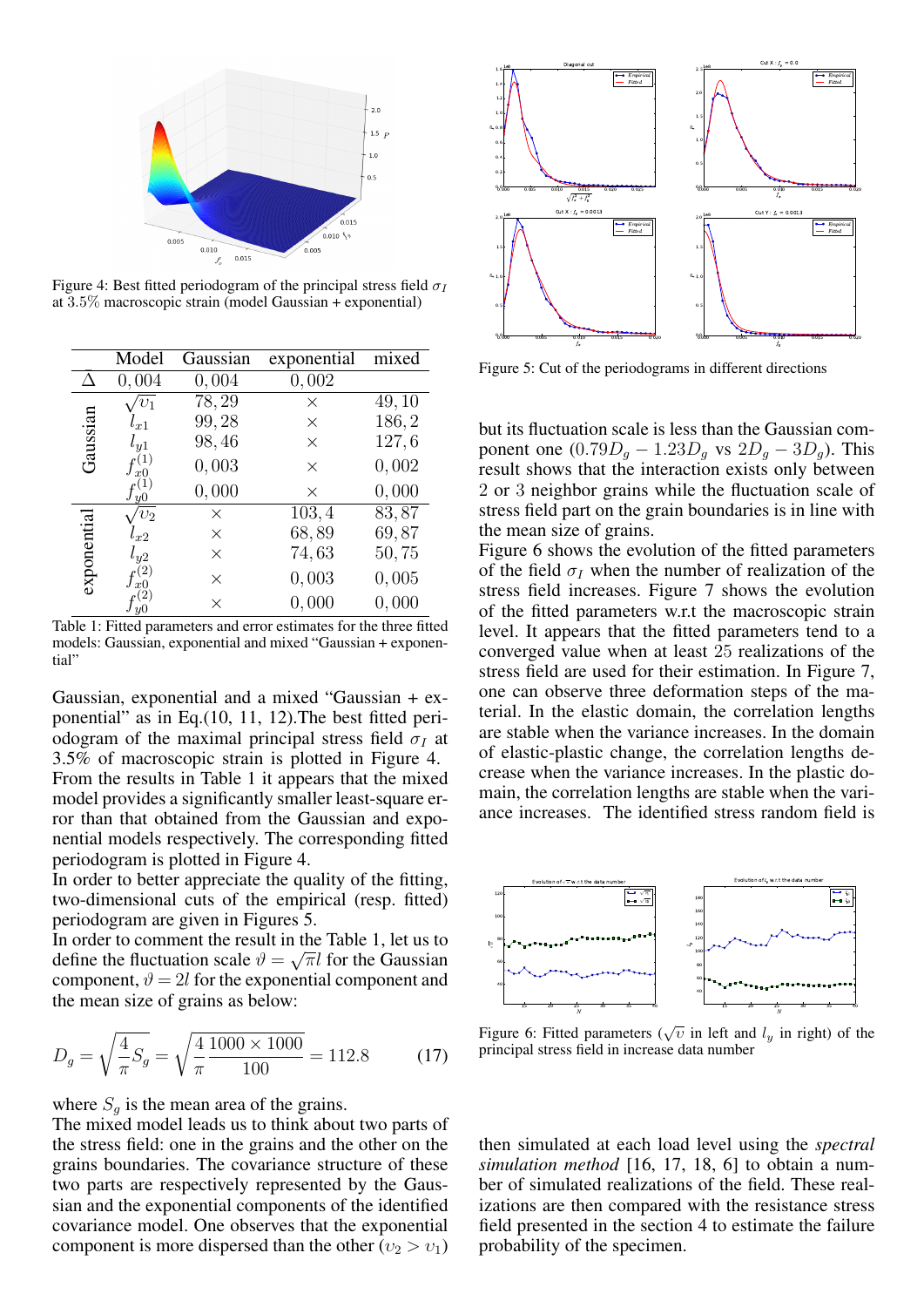Figure 4: Best fitted periodogram of the principal stress field $\sigma_I$ at $3.5\%$ macroscopic strain (model Gaussian + exponential)

| | Model | Gaussian | exponential | mixed |
|---|---|---|---|---|
| | $\Delta$ | $0,004$ | $0,002$ | |
| Gaussian | $\sqrt{\upsilon_1}$ | $78,29$ | $\times$ | $49,10$ |
| | $l_{x1}$ | $99,28$ | $\times$ | $186,2$ |
| | $l_{y1}$ | $98,46$ | $\times$ | $127,6$ |
| | $f_{x0}^{(1)}$ | $0,003$ | $\times$ | $0,002$ |
| | $f_{y0}^{(1)}$ | $0,000$ | $\times$ | $0,000$ |
| exponential | $\sqrt{\upsilon_2}$ | $\times$ | $103,4$ | $83,87$ |
| | $l_{x2}$ | $\times$ | $68,89$ | $69,87$ |
| | $l_{y2}$ | $\times$ | $74,63$ | $50,75$ |
| | $f_{x0}^{(2)}$ | $\times$ | $0,003$ | $0,005$ |
| | $f_{y0}^{(2)}$ | $\times$ | $0,000$ | $0,000$ |

Table 1: Fitted parameters and error estimates for the three fitted models: Gaussian, exponential and mixed "Gaussian + exponential"

Gaussian, exponential and a mixed "Gaussian + exponential" as in Eq.(10, 11, 12).The best fitted periodogram of the maximal principal stress field $\sigma_I$ at 3.5% of macroscopic strain is plotted in Figure 4.
From the results in Table 1 it appears that the mixed model provides a significantly smaller least-square error than that obtained from the Gaussian and exponential models respectively. The corresponding fitted periodogram is plotted in Figure 4.
In order to better appreciate the quality of the fitting, two-dimensional cuts of the empirical (resp. fitted) periodogram are given in Figures 5.
In order to comment the result in the Table 1, let us to define the fluctuation scale $\vartheta = \sqrt{\pi} l$ for the Gaussian component, $\vartheta = 2l$ for the exponential component and the mean size of grains as below:

$$D_g = \sqrt{\frac{4}{\pi} S_g} = \sqrt{\frac{4}{\pi} \frac{1000 \times 1000}{100}} = 112.8 \tag{17}$$

where $S_g$ is the mean area of the grains.
The mixed model leads us to think about two parts of the stress field: one in the grains and the other on the grains boundaries. The covariance structure of these two parts are respectively represented by the Gaussian and the exponential components of the identified covariance model. One observes that the exponential component is more dispersed than the other ($\upsilon_2 > \upsilon_1$) but its fluctuation scale is less than the Gaussian component one ($0.79D_g - 1.23D_g$ vs $2D_g - 3D_g$). This result shows that the interaction exists only between 2 or 3 neighbor grains while the fluctuation scale of stress field part on the grain boundaries is in line with the mean size of grains.

Figure 5: Cut of the periodograms in different directions

Figure 6 shows the evolution of the fitted parameters of the field $\sigma_I$ when the number of realization of the stress field increases. Figure 7 shows the evolution of the fitted parameters w.r.t the macroscopic strain level. It appears that the fitted parameters tend to a converged value when at least 25 realizations of the stress field are used for their estimation. In Figure 7, one can observe three deformation steps of the material. In the elastic domain, the correlation lengths are stable when the variance increases. In the domain of elastic-plastic change, the correlation lengths decrease when the variance increases. In the plastic domain, the correlation lengths are stable when the variance increases. The identified stress random field is then simulated at each load level using the *spectral simulation method* [16, 17, 18, 6] to obtain a number of simulated realizations of the field. These realizations are then compared with the resistance stress field presented in the section 4 to estimate the failure probability of the specimen.

Figure 6: Fitted parameters ($\sqrt{\upsilon}$ in left and $l_y$ in right) of the principal stress field in increase data number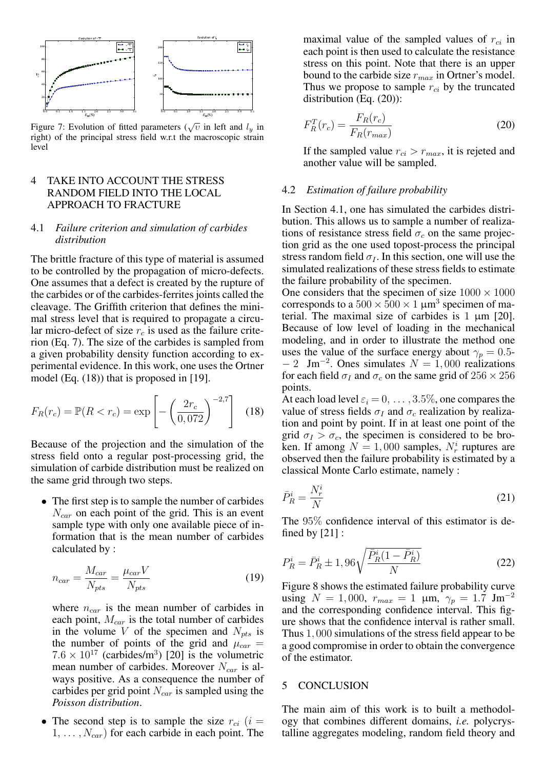Figure 7: Evolution of fitted parameters ($\sqrt{v}$ in left and $l_y$ in right) of the principal stress field w.r.t the macroscopic strain level

## 4 TAKE INTO ACCOUNT THE STRESS RANDOM FIELD INTO THE LOCAL APPROACH TO FRACTURE

### 4.1 *Failure criterion and simulation of carbides distribution*

The brittle fracture of this type of material is assumed to be controlled by the propagation of micro-defects. One assumes that a defect is created by the rupture of the carbides or of the carbides-ferrites joints called the cleavage. The Griffith criterion that defines the minimal stress level that is required to propagate a circular micro-defect of size $r_c$ is used as the failure criterion (Eq. 7). The size of the carbides is sampled from a given probability density function according to experimental evidence. In this work, one uses the Ortner model (Eq. (18)) that is proposed in [19].

$$F_R(r_c) = \mathbb{P}(R < r_c) = \exp\left[-\left(\frac{2r_c}{0,072}\right)^{-2,7}\right] \quad (18)$$

Because of the projection and the simulation of the stress field onto a regular post-processing grid, the simulation of carbide distribution must be realized on the same grid through two steps.

- The first step is to sample the number of carbides $N_{car}$ on each point of the grid. This is an event sample type with only one available piece of information that is the mean number of carbides calculated by :

$$n_{car} = \frac{M_{car}}{N_{pts}} = \frac{\mu_{car} V}{N_{pts}} \quad (19)$$

  where $n_{car}$ is the mean number of carbides in each point, $M_{car}$ is the total number of carbides in the volume $V$ of the specimen and $N_{pts}$ is the number of points of the grid and $\mu_{car} = 7.6 \times 10^{17}$ (carbides/m$^3$) [20] is the volumetric mean number of carbides. Moreover $N_{car}$ is always positive. As a consequence the number of carbides per grid point $N_{car}$ is sampled using the *Poisson distribution*.

- The second step is to sample the size $r_{ci}$ ($i = 1, \ldots, N_{car}$) for each carbide in each point. The maximal value of the sampled values of $r_{ci}$ in each point is then used to calculate the resistance stress on this point. Note that there is an upper bound to the carbide size $r_{max}$ in Ortner's model. Thus we propose to sample $r_{ci}$ by the truncated distribution (Eq. (20)):

$$F_R^T(r_c) = \frac{F_R(r_c)}{F_R(r_{max})} \quad (20)$$

  If the sampled value $r_{ci} > r_{max}$, it is rejeted and another value will be sampled.

### 4.2 *Estimation of failure probability*

In Section 4.1, one has simulated the carbides distribution. This allows us to sample a number of realizations of resistance stress field $\sigma_c$ on the same projection grid as the one used topost-process the principal stress random field $\sigma_I$. In this section, one will use the simulated realizations of these stress fields to estimate the failure probability of the specimen.

One considers that the specimen of size $1000 \times 1000$ corresponds to a $500 \times 500 \times 1$ µm$^3$ specimen of material. The maximal size of carbides is 1 µm [20]. Because of low level of loading in the mechanical modeling, and in order to illustrate the method one uses the value of the surface energy about $\gamma_p = 0.5$-$-$ 2 Jm$^{-2}$. Ones simulates $N = 1,000$ realizations for each field $\sigma_I$ and $\sigma_c$ on the same grid of $256 \times 256$ points.

At each load level $\varepsilon_i = 0, \ldots, 3.5\%$, one compares the value of stress fields $\sigma_I$ and $\sigma_c$ realization by realization and point by point. If in at least one point of the grid $\sigma_I > \sigma_c$, the specimen is considered to be broken. If among $N = 1,000$ samples, $N_r^i$ ruptures are observed then the failure probability is estimated by a classical Monte Carlo estimate, namely :

$$\bar{P}_R^i = \frac{N_r^i}{N} \quad (21)$$

The 95% confidence interval of this estimator is defined by [21] :

$$P_R^i = \bar{P}_R^i \pm 1,96\sqrt{\frac{\bar{P}_R^i(1-\bar{P}_R^i)}{N}} \quad (22)$$

Figure 8 shows the estimated failure probability curve using $N = 1,000$, $r_{max} = 1$ µm, $\gamma_p = 1.7$ Jm$^{-2}$ and the corresponding confidence interval. This figure shows that the confidence interval is rather small. Thus 1,000 simulations of the stress field appear to be a good compromise in order to obtain the convergence of the estimator.

## 5 CONCLUSION

The main aim of this work is to built a methodology that combines different domains, *i.e.* polycrystalline aggregates modeling, random field theory and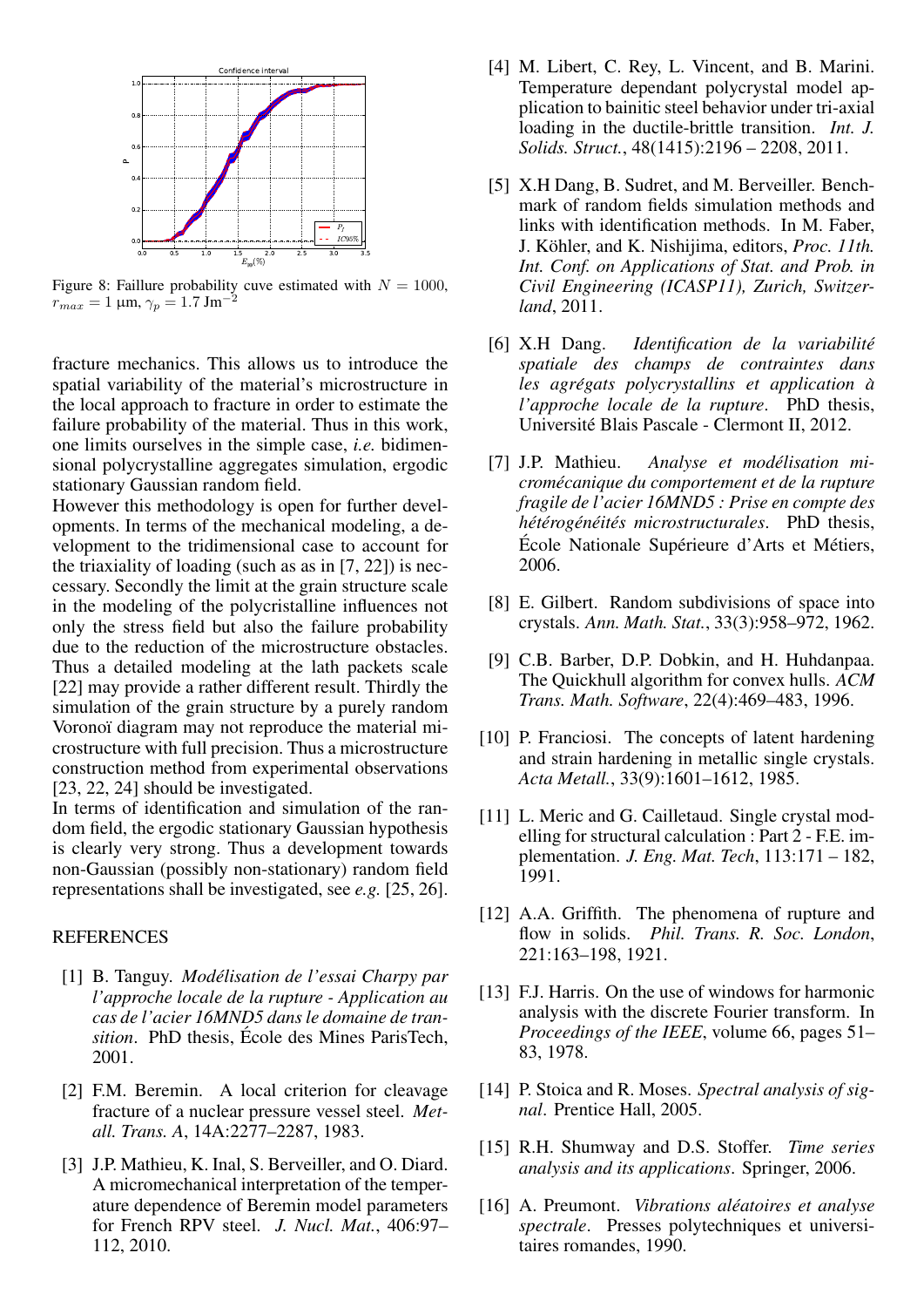Figure 8: Faillure probability cuve estimated with $N = 1000$, $r_{max} = 1$ μm, $\gamma_p = 1.7$ Jm$^{-2}$

fracture mechanics. This allows us to introduce the spatial variability of the material's microstructure in the local approach to fracture in order to estimate the failure probability of the material. Thus in this work, one limits ourselves in the simple case, *i.e.* bidimensional polycrystalline aggregates simulation, ergodic stationary Gaussian random field.

However this methodology is open for further developments. In terms of the mechanical modeling, a development to the tridimensional case to account for the triaxiality of loading (such as as in [7, 22]) is neccessary. Secondly the limit at the grain structure scale in the modeling of the polycristalline influences not only the stress field but also the failure probability due to the reduction of the microstructure obstacles. Thus a detailed modeling at the lath packets scale [22] may provide a rather different result. Thirdly the simulation of the grain structure by a purely random Voronoï diagram may not reproduce the material microstructure with full precision. Thus a microstructure construction method from experimental observations [23, 22, 24] should be investigated.

In terms of identification and simulation of the random field, the ergodic stationary Gaussian hypothesis is clearly very strong. Thus a development towards non-Gaussian (possibly non-stationary) random field representations shall be investigated, see *e.g.* [25, 26].

## REFERENCES

[1] B. Tanguy. *Modélisation de l'essai Charpy par l'approche locale de la rupture - Application au cas de l'acier 16MND5 dans le domaine de transition*. PhD thesis, École des Mines ParisTech, 2001.

[2] F.M. Beremin. A local criterion for cleavage fracture of a nuclear pressure vessel steel. *Metall. Trans. A*, 14A:2277–2287, 1983.

[3] J.P. Mathieu, K. Inal, S. Berveiller, and O. Diard. A micromechanical interpretation of the temperature dependence of Beremin model parameters for French RPV steel. *J. Nucl. Mat.*, 406:97–112, 2010.

[4] M. Libert, C. Rey, L. Vincent, and B. Marini. Temperature dependant polycrystal model application to bainitic steel behavior under tri-axial loading in the ductile-brittle transition. *Int. J. Solids. Struct.*, 48(1415):2196 – 2208, 2011.

[5] X.H Dang, B. Sudret, and M. Berveiller. Benchmark of random fields simulation methods and links with identification methods. In M. Faber, J. Köhler, and K. Nishijima, editors, *Proc. 11th. Int. Conf. on Applications of Stat. and Prob. in Civil Engineering (ICASP11), Zurich, Switzerland*, 2011.

[6] X.H Dang. *Identification de la variabilité spatiale des champs de contraintes dans les agrégats polycrystallins et application à l'approche locale de la rupture*. PhD thesis, Université Blais Pascale - Clermont II, 2012.

[7] J.P. Mathieu. *Analyse et modélisation micromécanique du comportement et de la rupture fragile de l'acier 16MND5 : Prise en compte des hétérogénéités microstructurales*. PhD thesis, École Nationale Supérieure d'Arts et Métiers, 2006.

[8] E. Gilbert. Random subdivisions of space into crystals. *Ann. Math. Stat.*, 33(3):958–972, 1962.

[9] C.B. Barber, D.P. Dobkin, and H. Huhdanpaa. The Quickhull algorithm for convex hulls. *ACM Trans. Math. Software*, 22(4):469–483, 1996.

[10] P. Franciosi. The concepts of latent hardening and strain hardening in metallic single crystals. *Acta Metall.*, 33(9):1601–1612, 1985.

[11] L. Meric and G. Cailletaud. Single crystal modelling for structural calculation : Part 2 - F.E. implementation. *J. Eng. Mat. Tech*, 113:171 – 182, 1991.

[12] A.A. Griffith. The phenomena of rupture and flow in solids. *Phil. Trans. R. Soc. London*, 221:163–198, 1921.

[13] F.J. Harris. On the use of windows for harmonic analysis with the discrete Fourier transform. In *Proceedings of the IEEE*, volume 66, pages 51–83, 1978.

[14] P. Stoica and R. Moses. *Spectral analysis of signal*. Prentice Hall, 2005.

[15] R.H. Shumway and D.S. Stoffer. *Time series analysis and its applications*. Springer, 2006.

[16] A. Preumont. *Vibrations aléatoires et analyse spectrale*. Presses polytechniques et universitaires romandes, 1990.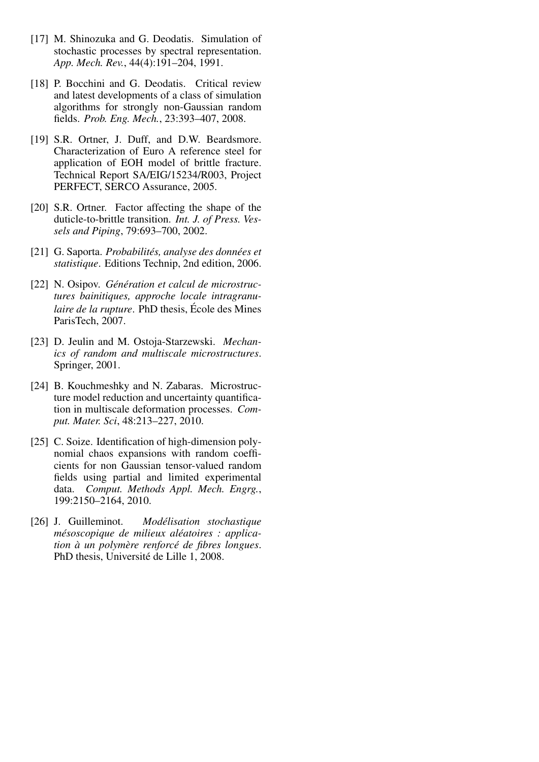[17] M. Shinozuka and G. Deodatis. Simulation of stochastic processes by spectral representation. *App. Mech. Rev.*, 44(4):191–204, 1991.

[18] P. Bocchini and G. Deodatis. Critical review and latest developments of a class of simulation algorithms for strongly non-Gaussian random fields. *Prob. Eng. Mech.*, 23:393–407, 2008.

[19] S.R. Ortner, J. Duff, and D.W. Beardsmore. Characterization of Euro A reference steel for application of EOH model of brittle fracture. Technical Report SA/EIG/15234/R003, Project PERFECT, SERCO Assurance, 2005.

[20] S.R. Ortner. Factor affecting the shape of the duticle-to-brittle transition. *Int. J. of Press. Vessels and Piping*, 79:693–700, 2002.

[21] G. Saporta. *Probabilités, analyse des données et statistique*. Editions Technip, 2nd edition, 2006.

[22] N. Osipov. *Génération et calcul de microstructures bainitiques, approche locale intragranulaire de la rupture*. PhD thesis, École des Mines ParisTech, 2007.

[23] D. Jeulin and M. Ostoja-Starzewski. *Mechanics of random and multiscale microstructures*. Springer, 2001.

[24] B. Kouchmeshky and N. Zabaras. Microstructure model reduction and uncertainty quantification in multiscale deformation processes. *Comput. Mater. Sci*, 48:213–227, 2010.

[25] C. Soize. Identification of high-dimension polynomial chaos expansions with random coefficients for non Gaussian tensor-valued random fields using partial and limited experimental data. *Comput. Methods Appl. Mech. Engrg.*, 199:2150–2164, 2010.

[26] J. Guilleminot. *Modélisation stochastique mésoscopique de milieux aléatoires : application à un polymère renforcé de fibres longues*. PhD thesis, Université de Lille 1, 2008.